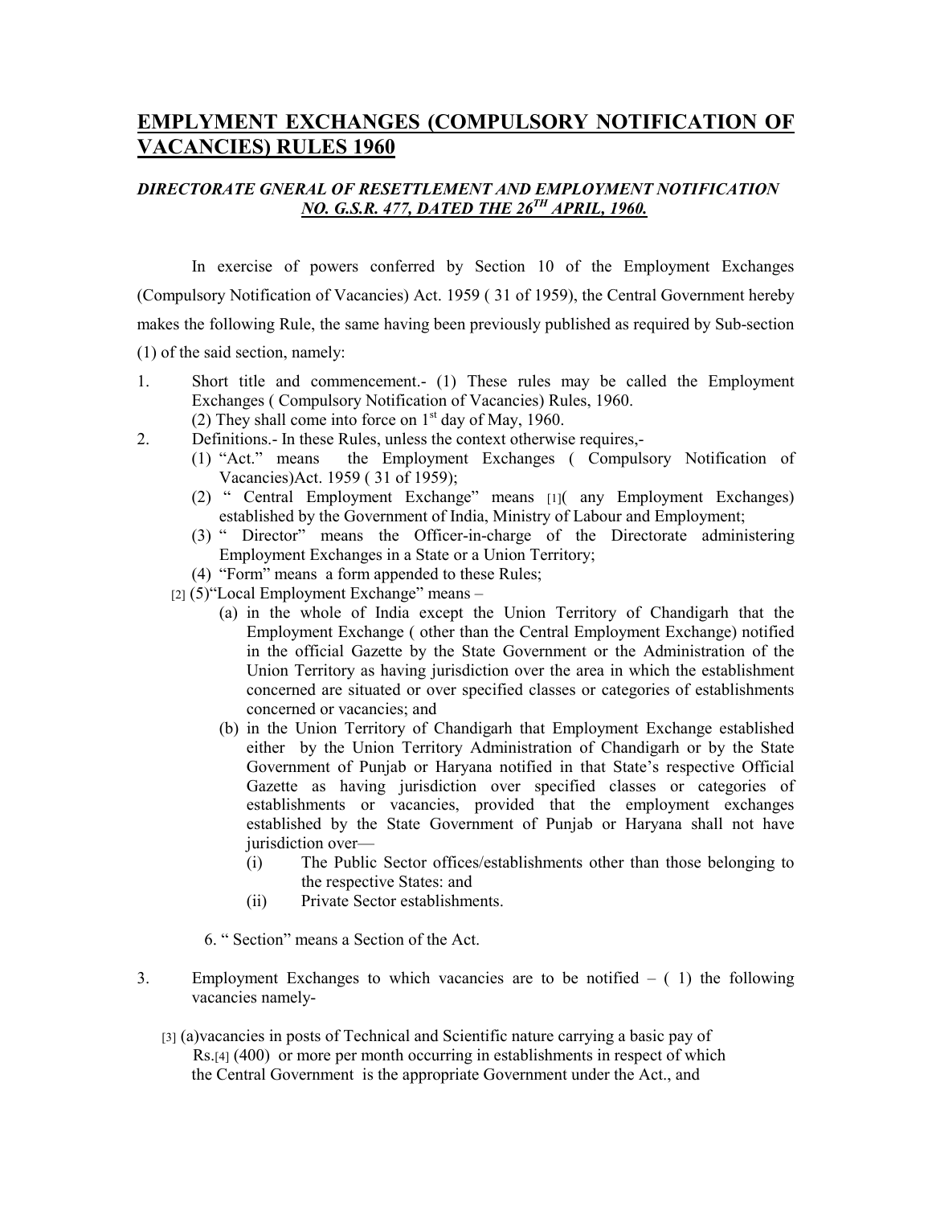# EMPLYMENT EXCHANGES (COMPULSORY NOTIFICATION OF VACANCIES) RULES 1960

***DIRECTORATE GNERAL OF RESETTLEMENT AND EMPLOYMENT NOTIFICATION NO. G.S.R. 477, DATED THE 26TH APRIL, 1960.***

In exercise of powers conferred by Section 10 of the Employment Exchanges (Compulsory Notification of Vacancies) Act. 1959 ( 31 of 1959), the Central Government hereby makes the following Rule, the same having been previously published as required by Sub-section (1) of the said section, namely:

1. Short title and commencement.- (1) These rules may be called the Employment Exchanges ( Compulsory Notification of Vacancies) Rules, 1960.
   (2) They shall come into force on 1st day of May, 1960.
2. Definitions.- In these Rules, unless the context otherwise requires,-
   (1) "Act." means the Employment Exchanges ( Compulsory Notification of Vacancies)Act. 1959 ( 31 of 1959);
   (2) " Central Employment Exchange" means [1]( any Employment Exchanges) established by the Government of India, Ministry of Labour and Employment;
   (3) " Director" means the Officer-in-charge of the Directorate administering Employment Exchanges in a State or a Union Territory;
   (4) "Form" means a form appended to these Rules;
   [2] (5)"Local Employment Exchange" means –
   (a) in the whole of India except the Union Territory of Chandigarh that the Employment Exchange ( other than the Central Employment Exchange) notified in the official Gazette by the State Government or the Administration of the Union Territory as having jurisdiction over the area in which the establishment concerned are situated or over specified classes or categories of establishments concerned or vacancies; and
   (b) in the Union Territory of Chandigarh that Employment Exchange established either by the Union Territory Administration of Chandigarh or by the State Government of Punjab or Haryana notified in that State's respective Official Gazette as having jurisdiction over specified classes or categories of establishments or vacancies, provided that the employment exchanges established by the State Government of Punjab or Haryana shall not have jurisdiction over—
      (i) The Public Sector offices/establishments other than those belonging to the respective States: and
      (ii) Private Sector establishments.

   6. " Section" means a Section of the Act.

3. Employment Exchanges to which vacancies are to be notified – ( 1) the following vacancies namely-

   [3] (a)vacancies in posts of Technical and Scientific nature carrying a basic pay of Rs.[4] (400) or more per month occurring in establishments in respect of which the Central Government is the appropriate Government under the Act., and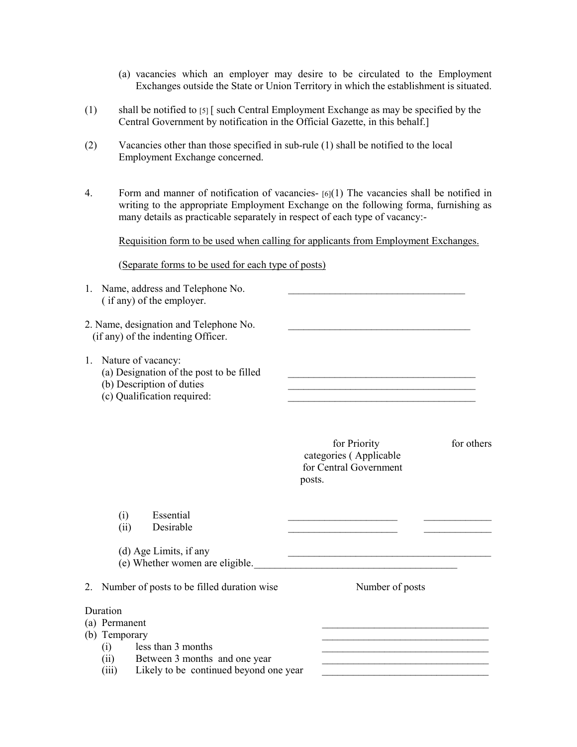(a) vacancies which an employer may desire to be circulated to the Employment Exchanges outside the State or Union Territory in which the establishment is situated.

(1) shall be notified to [5] [ such Central Employment Exchange as may be specified by the Central Government by notification in the Official Gazette, in this behalf.]

(2) Vacancies other than those specified in sub-rule (1) shall be notified to the local Employment Exchange concerned.

4. Form and manner of notification of vacancies- [6](1) The vacancies shall be notified in writing to the appropriate Employment Exchange on the following forma, furnishing as many details as practicable separately in respect of each type of vacancy:-

<u>Requisition form to be used when calling for applicants from Employment Exchanges.</u>

<u>(Separate forms to be used for each type of posts)</u>

1. Name, address and Telephone No. ( if any) of the employer. ____________________________________

2. Name, designation and Telephone No. (if any) of the indenting Officer. ____________________________________

1. Nature of vacancy:
   (a) Designation of the post to be filled ____________________________________
   (b) Description of duties ____________________________________
   (c) Qualification required: ____________________________________

| | for Priority categories ( Applicable for Central Government posts. | for others |
|---|---|---|
| (i) Essential | _____________________ | _____________ |
| (ii) Desirable | _____________________ | _____________ |

   (d) Age Limits, if any ____________________________________
   (e) Whether women are eligible.____________________________________

2. Number of posts to be filled duration wise

| Duration | Number of posts |
|---|---|
| (a) Permanent | ________________________________ |
| (b) Temporary | ________________________________ |
| (i) less than 3 months | ________________________________ |
| (ii) Between 3 months and one year | ________________________________ |
| (iii) Likely to be continued beyond one year | ________________________________ |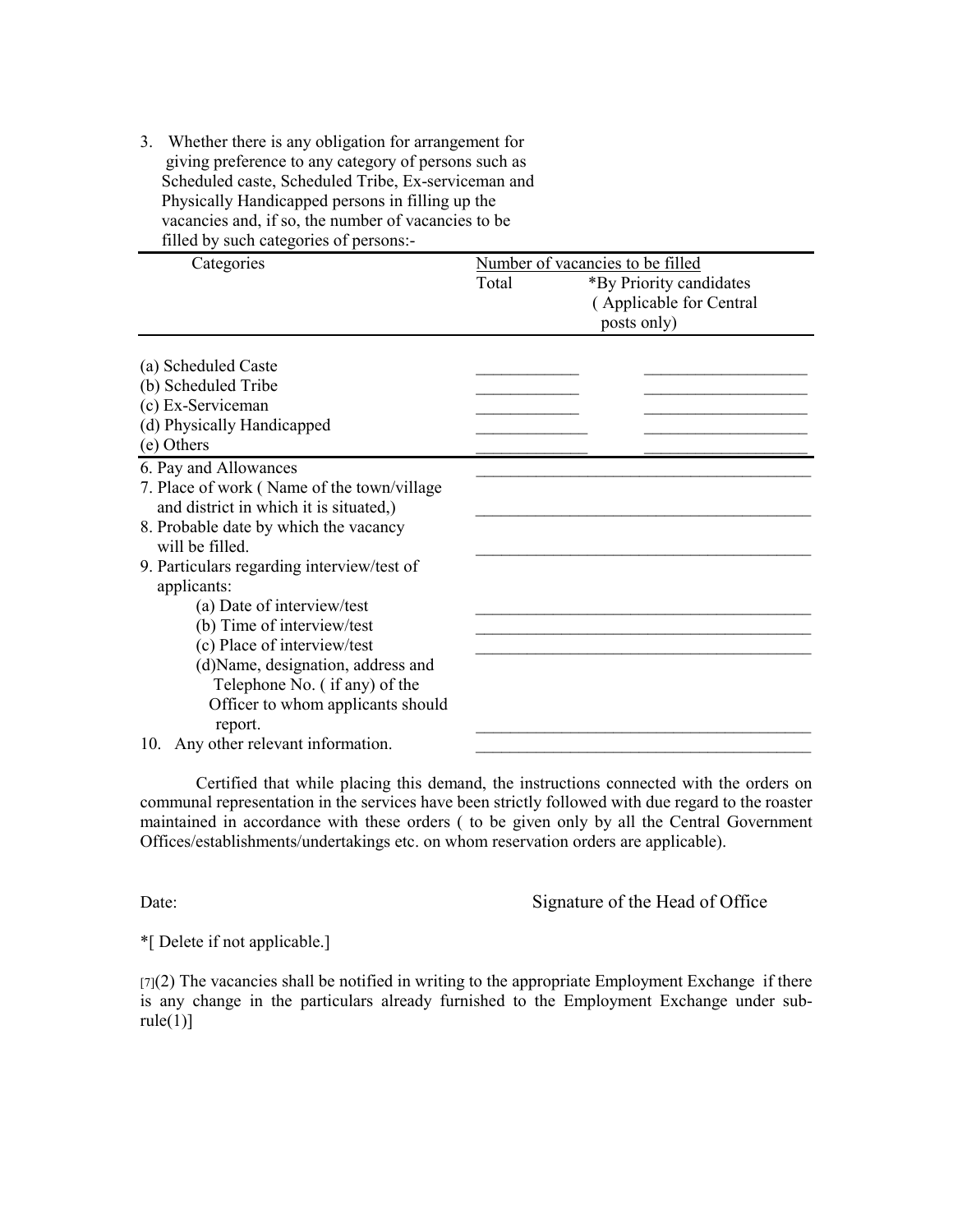3. Whether there is any obligation for arrangement for giving preference to any category of persons such as Scheduled caste, Scheduled Tribe, Ex-serviceman and Physically Handicapped persons in filling up the vacancies and, if so, the number of vacancies to be filled by such categories of persons:-

| Categories | Number of vacancies to be filled | |
|---|---|---|
| | Total | *By Priority candidates (Applicable for Central posts only) |
| (a) Scheduled Caste | ____________ | ____________________ |
| (b) Scheduled Tribe | ____________ | ____________________ |
| (c) Ex-Serviceman | ____________ | ____________________ |
| (d) Physically Handicapped | ____________ | ____________________ |
| (e) Others | ____________ | ____________________ |

6. Pay and Allowances ________________________________________
7. Place of work ( Name of the town/village and district in which it is situated,) ________________________________________
8. Probable date by which the vacancy will be filled. ________________________________________
9. Particulars regarding interview/test of applicants:
   - (a) Date of interview/test ________________________________________
   - (b) Time of interview/test ________________________________________
   - (c) Place of interview/test ________________________________________
   - (d)Name, designation, address and Telephone No. ( if any) of the Officer to whom applicants should report. ________________________________________
10. Any other relevant information. ________________________________________

Certified that while placing this demand, the instructions connected with the orders on communal representation in the services have been strictly followed with due regard to the roaster maintained in accordance with these orders ( to be given only by all the Central Government Offices/establishments/undertakings etc. on whom reservation orders are applicable).

Date: Signature of the Head of Office

*[ Delete if not applicable.]

[7](2) The vacancies shall be notified in writing to the appropriate Employment Exchange if there is any change in the particulars already furnished to the Employment Exchange under sub-rule(1)]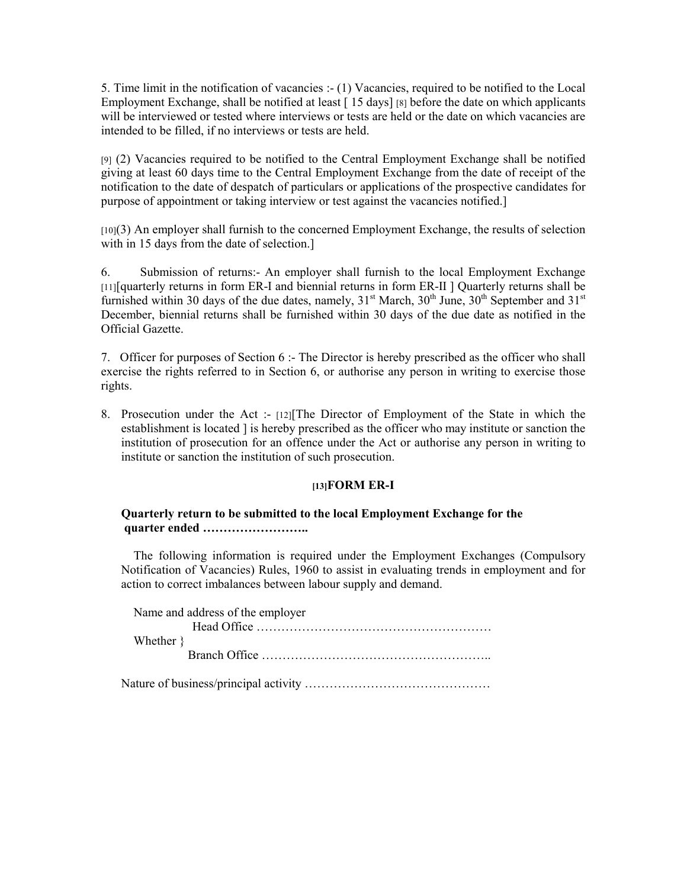5. Time limit in the notification of vacancies :- (1) Vacancies, required to be notified to the Local Employment Exchange, shall be notified at least [ 15 days] [8] before the date on which applicants will be interviewed or tested where interviews or tests are held or the date on which vacancies are intended to be filled, if no interviews or tests are held.

[9] (2) Vacancies required to be notified to the Central Employment Exchange shall be notified giving at least 60 days time to the Central Employment Exchange from the date of receipt of the notification to the date of despatch of particulars or applications of the prospective candidates for purpose of appointment or taking interview or test against the vacancies notified.]

[10](3) An employer shall furnish to the concerned Employment Exchange, the results of selection with in 15 days from the date of selection.]

6. Submission of returns:- An employer shall furnish to the local Employment Exchange [11][quarterly returns in form ER-I and biennial returns in form ER-II ] Quarterly returns shall be furnished within 30 days of the due dates, namely, 31st March, 30th June, 30th September and 31st December, biennial returns shall be furnished within 30 days of the due date as notified in the Official Gazette.

7. Officer for purposes of Section 6 :- The Director is hereby prescribed as the officer who shall exercise the rights referred to in Section 6, or authorise any person in writing to exercise those rights.

8. Prosecution under the Act :- [12][The Director of Employment of the State in which the establishment is located ] is hereby prescribed as the officer who may institute or sanction the institution of prosecution for an offence under the Act or authorise any person in writing to institute or sanction the institution of such prosecution.

**[13]FORM ER-I**

**Quarterly return to be submitted to the local Employment Exchange for the quarter ended ……………………..**

The following information is required under the Employment Exchanges (Compulsory Notification of Vacancies) Rules, 1960 to assist in evaluating trends in employment and for action to correct imbalances between labour supply and demand.

Name and address of the employer

Whether } Head Office …………………………………………………
Branch Office ………………………………………………..

Nature of business/principal activity ………………………………………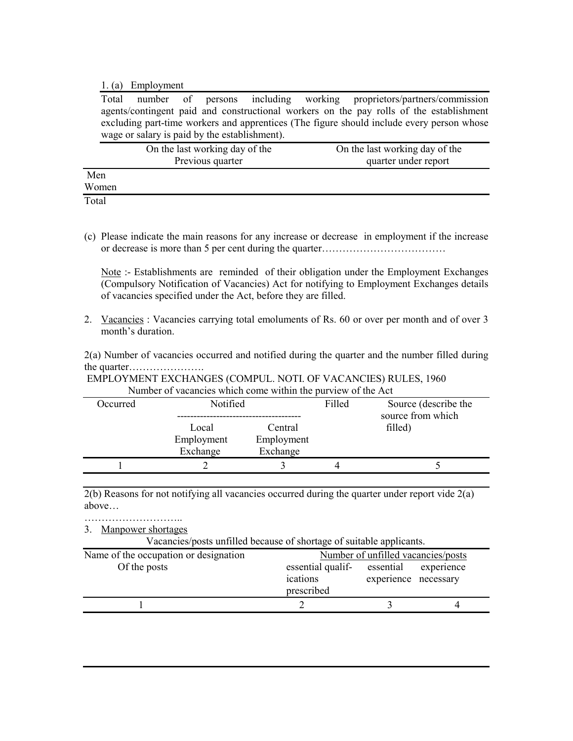1. (a) Employment

Total number of persons including working proprietors/partners/commission agents/contingent paid and constructional workers on the pay rolls of the establishment excluding part-time workers and apprentices (The figure should include every person whose wage or salary is paid by the establishment).

| | On the last working day of the Previous quarter | On the last working day of the quarter under report |
|---|---|---|
| Men | | |
| Women | | |
| Total | | |

(c) Please indicate the main reasons for any increase or decrease in employment if the increase or decrease is more than 5 per cent during the quarter………………………………

Note :- Establishments are reminded of their obligation under the Employment Exchanges (Compulsory Notification of Vacancies) Act for notifying to Employment Exchanges details of vacancies specified under the Act, before they are filled.

2. Vacancies : Vacancies carrying total emoluments of Rs. 60 or over per month and of over 3 month's duration.

2(a) Number of vacancies occurred and notified during the quarter and the number filled during the quarter………………….

EMPLOYMENT EXCHANGES (COMPUL. NOTI. OF VACANCIES) RULES, 1960

Number of vacancies which come within the purview of the Act

| Occurred | Notified | | Filled | Source (describe the source from which filled) |
|---|---|---|---|---|
| | Local Employment Exchange | Central Employment Exchange | | |
| 1 | 2 | 3 | 4 | 5 |

2(b) Reasons for not notifying all vacancies occurred during the quarter under report vide 2(a) above…

………………………..

3. Manpower shortages

Vacancies/posts unfilled because of shortage of suitable applicants.

| Name of the occupation or designation Of the posts | Number of unfilled vacancies/posts | | |
|---|---|---|---|
| | essential qualifications prescribed | essential experience | experience necessary |
| 1 | 2 | 3 | 4 |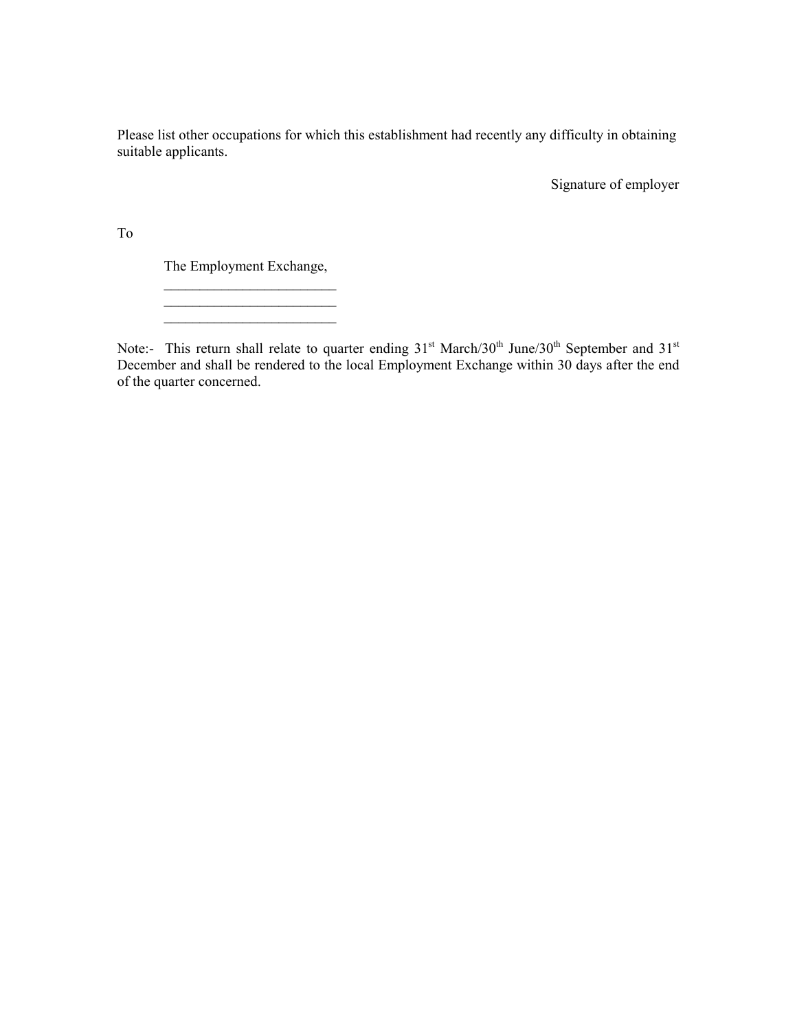Please list other occupations for which this establishment had recently any difficulty in obtaining suitable applicants.

Signature of employer

To

The Employment Exchange,

________________________

________________________

________________________

Note:- This return shall relate to quarter ending 31st March/30th June/30th September and 31st December and shall be rendered to the local Employment Exchange within 30 days after the end of the quarter concerned.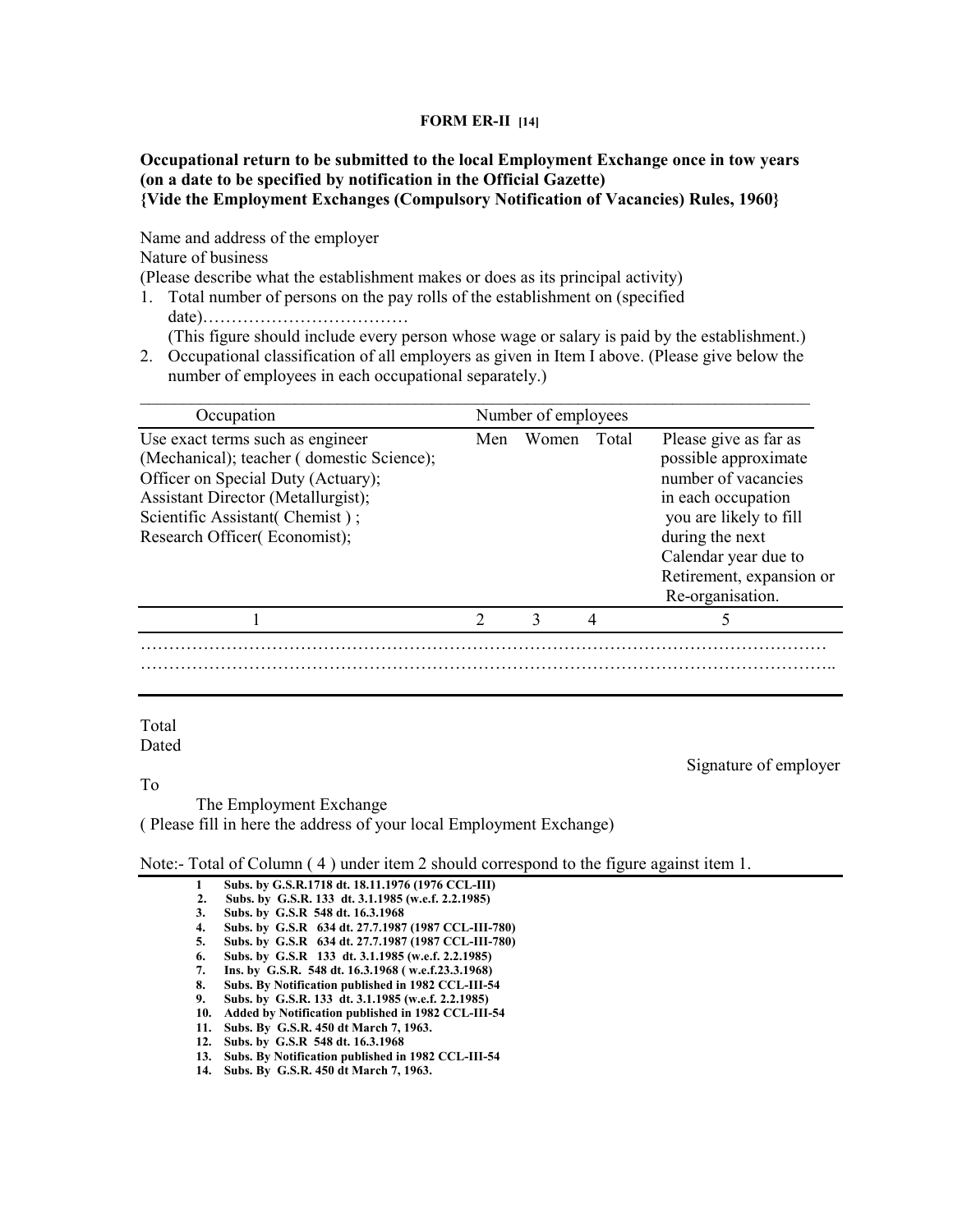**FORM ER-II [14]**

**Occupational return to be submitted to the local Employment Exchange once in tow years (on a date to be specified by notification in the Official Gazette)**
**{Vide the Employment Exchanges (Compulsory Notification of Vacancies) Rules, 1960}**

Name and address of the employer
Nature of business
(Please describe what the establishment makes or does as its principal activity)

1. Total number of persons on the pay rolls of the establishment on (specified date)………………………………
   (This figure should include every person whose wage or salary is paid by the establishment.)
2. Occupational classification of all employers as given in Item I above. (Please give below the number of employees in each occupational separately.)

| Occupation | Number of employees | | | |
|---|---|---|---|---|
| Use exact terms such as engineer (Mechanical); teacher ( domestic Science); Officer on Special Duty (Actuary); Assistant Director (Metallurgist); Scientific Assistant( Chemist ) ; Research Officer( Economist); | Men | Women | Total | Please give as far as possible approximate number of vacancies in each occupation you are likely to fill during the next Calendar year due to Retirement, expansion or Re-organisation. |
| 1 | 2 | 3 | 4 | 5 |
| ……………………………………… | | | | |
| ……………………………………… | | | | |

Total
Dated

Signature of employer

To

The Employment Exchange
( Please fill in here the address of your local Employment Exchange)

Note:- Total of Column ( 4 ) under item 2 should correspond to the figure against item 1.

---

1. Subs. by G.S.R.1718 dt. 18.11.1976 (1976 CCL-III)
2. Subs. by G.S.R. 133 dt. 3.1.1985 (w.e.f. 2.2.1985)
3. Subs. by G.S.R 548 dt. 16.3.1968
4. Subs. by G.S.R 634 dt. 27.7.1987 (1987 CCL-III-780)
5. Subs. by G.S.R 634 dt. 27.7.1987 (1987 CCL-III-780)
6. Subs. by G.S.R 133 dt. 3.1.1985 (w.e.f. 2.2.1985)
7. Ins. by G.S.R. 548 dt. 16.3.1968 ( w.e.f.23.3.1968)
8. Subs. By Notification published in 1982 CCL-III-54
9. Subs. by G.S.R. 133 dt. 3.1.1985 (w.e.f. 2.2.1985)
10. Added by Notification published in 1982 CCL-III-54
11. Subs. By G.S.R. 450 dt March 7, 1963.
12. Subs. by G.S.R 548 dt. 16.3.1968
13. Subs. By Notification published in 1982 CCL-III-54
14. Subs. By G.S.R. 450 dt March 7, 1963.